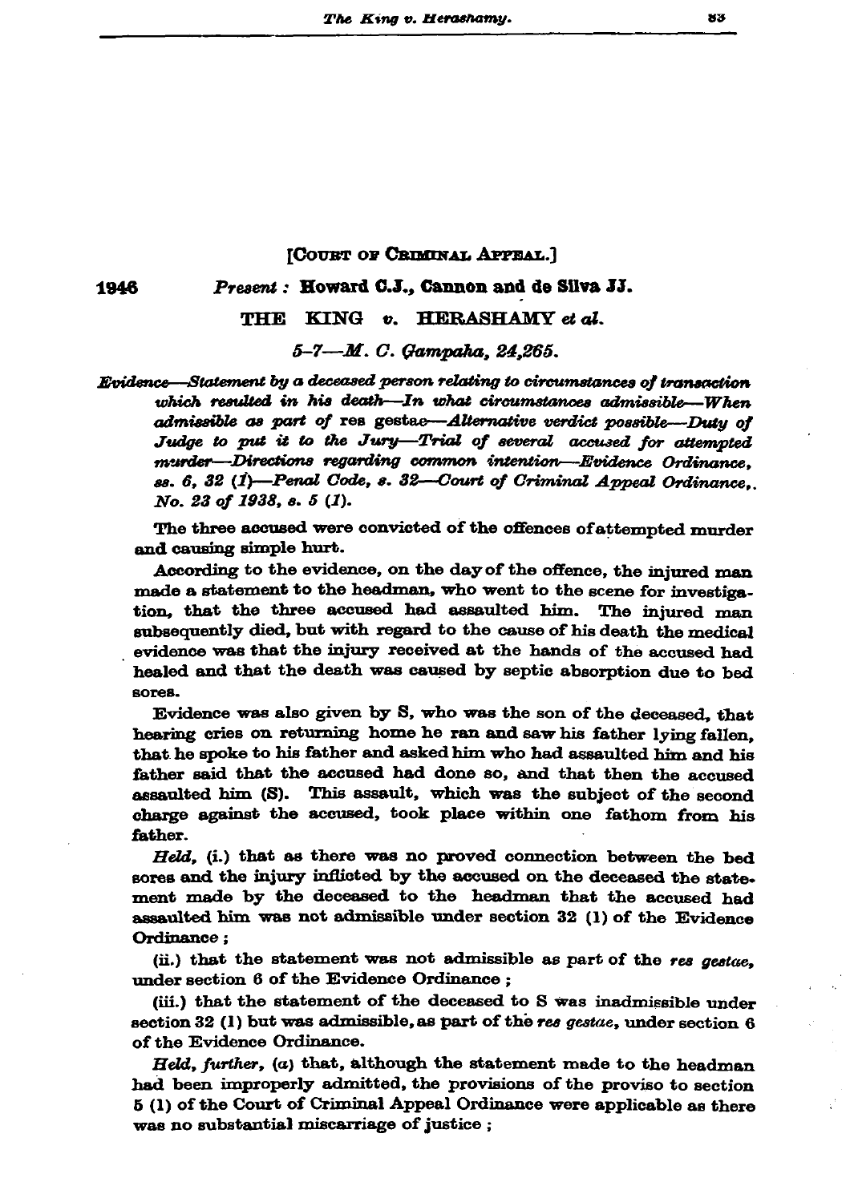[COURT OF CRIMINAL APPEAL.]

1946 *Present :* **Howard C.J., Cannon and de Silva JJ.**

THE KING *v.* HERASHAMY *et al.*

*5–7—M. C. Gampaha, 24,265.*

*Evidence—Statement by a deceased person relating to circumstances of transaction which resulted in his death—In what circumstances admissible—When admissible as part of* res gestae*—Alternative verdict possible—Duty of Judge to put it to the Jury—Trial of several accused for attempted murder—Directions regarding common intention—Evidence Ordinance, ss. 6, 32 (1)—Penal Code, s. 32—Court of Criminal Appeal Ordinance, No. 23 of 1938, s. 5 (1).*

The three accused were convicted of the offences of attempted murder and causing simple hurt.

According to the evidence, on the day of the offence, the injured man made a statement to the headman, who went to the scene for investigation, that the three accused had assaulted him. The injured man subsequently died, but with regard to the cause of his death the medical evidence was that the injury received at the hands of the accused had healed and that the death was caused by septic absorption due to bed sores.

Evidence was also given by S, who was the son of the deceased, that hearing cries on returning home he ran and saw his father lying fallen, that he spoke to his father and asked him who had assaulted him and his father said that the accused had done so, and that then the accused assaulted him (S). This assault, which was the subject of the second charge against the accused, took place within one fathom from his father.

*Held,* (i.) that as there was no proved connection between the bed sores and the injury inflicted by the accused on the deceased the statement made by the deceased to the headman that the accused had assaulted him was not admissible under section 32 (1) of the Evidence Ordinance ;

(ii.) that the statement was not admissible as part of the *res gestae,* under section 6 of the Evidence Ordinance ;

(iii.) that the statement of the deceased to S was inadmissible under section 32 (1) but was admissible, as part of the *res gestae,* under section 6 of the Evidence Ordinance.

*Held, further,* (a) that, although the statement made to the headman had been improperly admitted, the provisions of the proviso to section 5 (1) of the Court of Criminal Appeal Ordinance were applicable as there was no substantial miscarriage of justice ;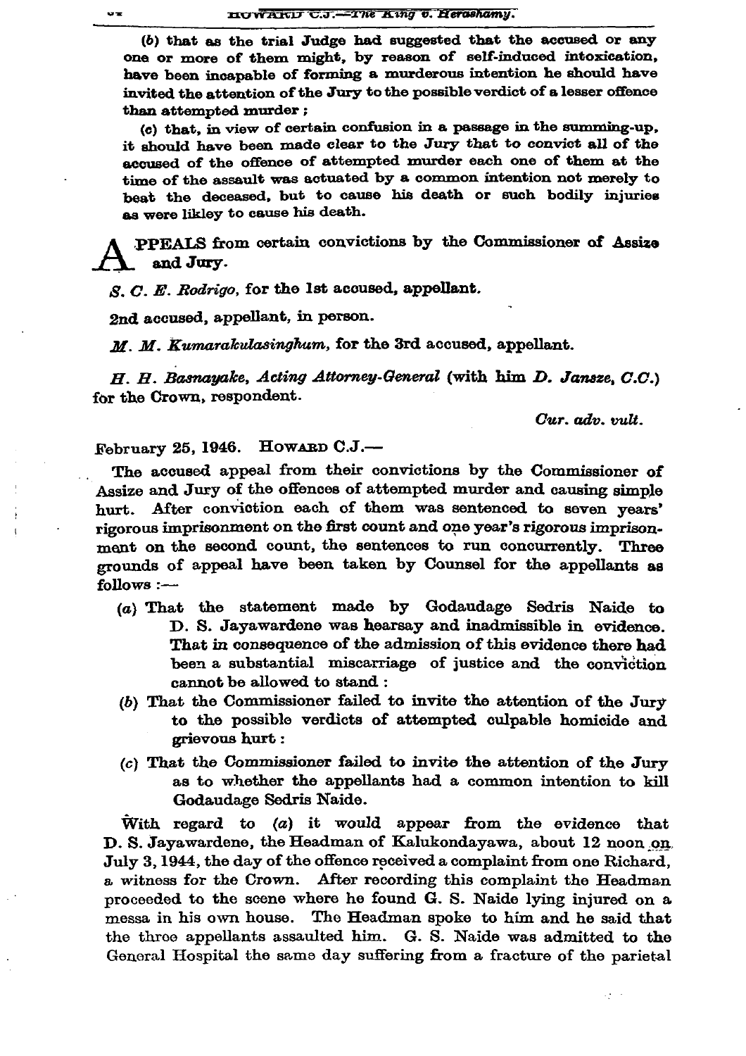(b) that as the trial Judge had suggested that the accused or any one or more of them might, by reason of self-induced intoxication, have been incapable of forming a murderous intention he should have invited the attention of the Jury to the possible verdict of a lesser offence than attempted murder ;

(c) that, in view of certain confusion in a passage in the summing-up, it should have been made clear to the Jury that to convict all of the accused of the offence of attempted murder each one of them at the time of the assault was actuated by a common intention not merely to beat the deceased, but to cause his death or such bodily injuries as were likley to cause his death.

**APPEALS** from certain convictions by the Commissioner of Assize and Jury.

*S. C. E. Rodrigo*, for the 1st accused, appellant.

2nd accused, appellant, in person.

*M. M. Kumarakulasinghum*, for the 3rd accused, appellant.

*H. H. Basnayake, Acting Attorney-General* (with him *D. Jansze, C.C.*) for the Crown, respondent.

*Cur. adv. vult.*

February 25, 1946. HOWARD C.J.—

The accused appeal from their convictions by the Commissioner of Assize and Jury of the offences of attempted murder and causing simple hurt. After conviction each of them was sentenced to seven years' rigorous imprisonment on the first count and one year's rigorous imprisonment on the second count, the sentences to run concurrently. Three grounds of appeal have been taken by Counsel for the appellants as follows :—

(a) That the statement made by Godaudage Sedris Naide to D. S. Jayawardene was hearsay and inadmissible in evidence. That in consequence of the admission of this evidence there had been a substantial miscarriage of justice and the conviction cannot be allowed to stand :

(b) That the Commissioner failed to invite the attention of the Jury to the possible verdicts of attempted culpable homicide and grievous hurt :

(c) That the Commissioner failed to invite the attention of the Jury as to whether the appellants had a common intention to kill Godaudage Sedris Naide.

With regard to (a) it would appear from the evidence that D. S. Jayawardene, the Headman of Kalukondayawa, about 12 noon on July 3, 1944, the day of the offence received a complaint from one Richard, a witness for the Crown. After recording this complaint the Headman proceeded to the scene where he found G. S. Naide lying injured on a messa in his own house. The Headman spoke to him and he said that the three appellants assaulted him. G. S. Naide was admitted to the General Hospital the same day suffering from a fracture of the parietal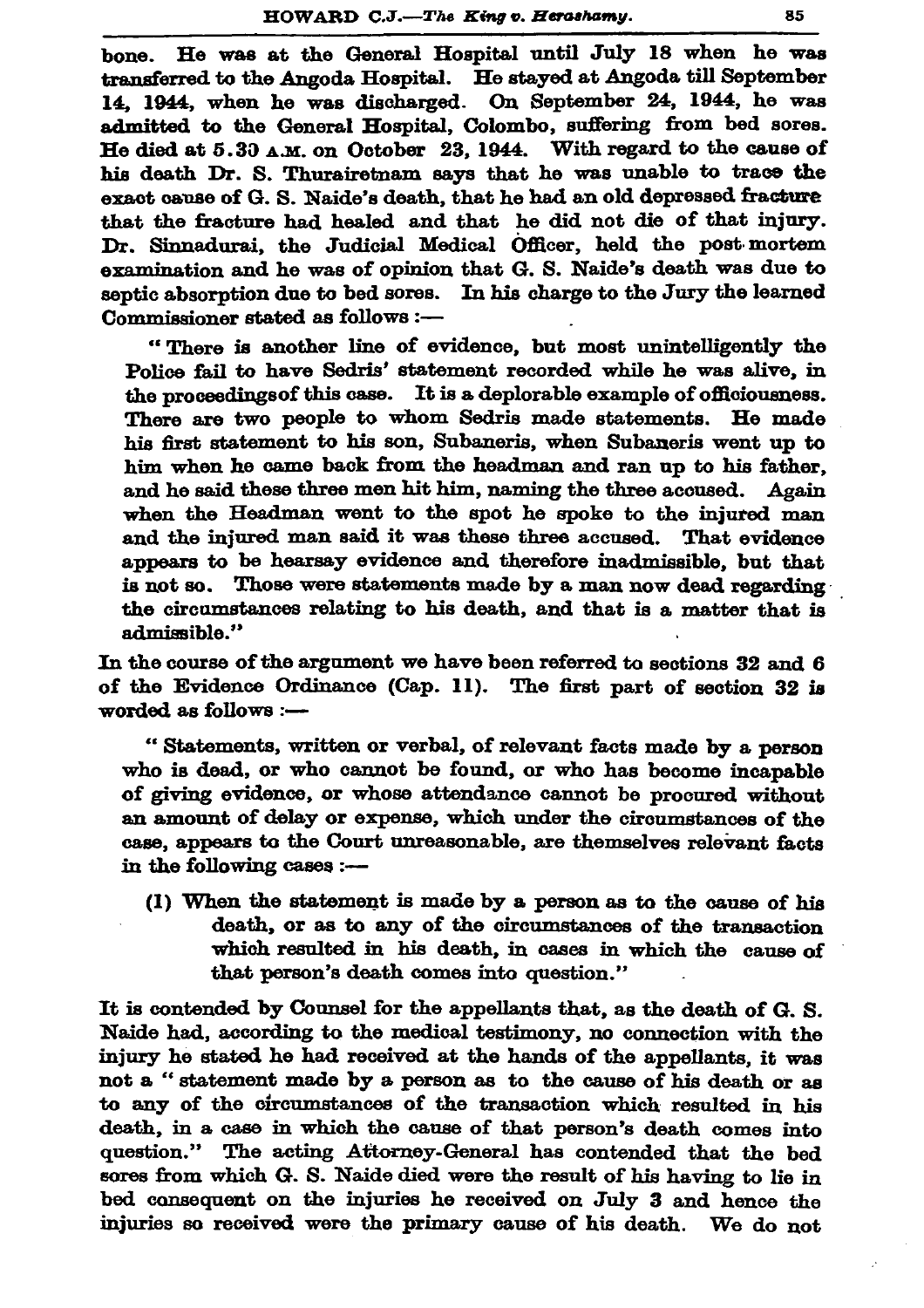bone. He was at the General Hospital until July 18 when he was transferred to the Angoda Hospital. He stayed at Angoda till September 14, 1944, when he was discharged. On September 24, 1944, he was admitted to the General Hospital, Colombo, suffering from bed sores. He died at 5.30 A.M. on October 23, 1944. With regard to the cause of his death Dr. S. Thurairetnam says that he was unable to trace the exact cause of G. S. Naide's death, that he had an old depressed fracture that the fracture had healed and that he did not die of that injury. Dr. Sinnadurai, the Judicial Medical Officer, held the post mortem examination and he was of opinion that G. S. Naide's death was due to septic absorption due to bed sores. In his charge to the Jury the learned Commissioner stated as follows :—

> " There is another line of evidence, but most unintelligently the Police fail to have Sedris' statement recorded while he was alive, in the proceedingsof this case. It is a deplorable example of officiousness. There are two people to whom Sedris made statements. He made his first statement to his son, Subaneris, when Subaneris went up to him when he came back from the headman and ran up to his father, and he said these three men hit him, naming the three accused. Again when the Headman went to the spot he spoke to the injured man and the injured man said it was these three accused. That evidence appears to be hearsay evidence and therefore inadmissible, but that is not so. Those were statements made by a man now dead regarding the circumstances relating to his death, and that is a matter that is admissible."

In the course of the argument we have been referred to sections 32 and 6 of the Evidence Ordinance (Cap. 11). The first part of section 32 is worded as follows :—

> " Statements, written or verbal, of relevant facts made by a person who is dead, or who cannot be found, or who has become incapable of giving evidence, or whose attendance cannot be procured without an amount of delay or expense, which under the circumstances of the case, appears to the Court unreasonable, are themselves relevant facts in the following cases :—
>
> (1) When the statement is made by a person as to the cause of his death, or as to any of the circumstances of the transaction which resulted in his death, in cases in which the cause of that person's death comes into question."

It is contended by Counsel for the appellants that, as the death of G. S. Naide had, according to the medical testimony, no connection with the injury he stated he had received at the hands of the appellants, it was not a " statement made by a person as to the cause of his death or as to any of the circumstances of the transaction which resulted in his death, in a case in which the cause of that person's death comes into question." The acting Attorney-General has contended that the bed sores from which G. S. Naide died were the result of his having to lie in bed consequent on the injuries he received on July 3 and hence the injuries so received were the primary cause of his death. We do not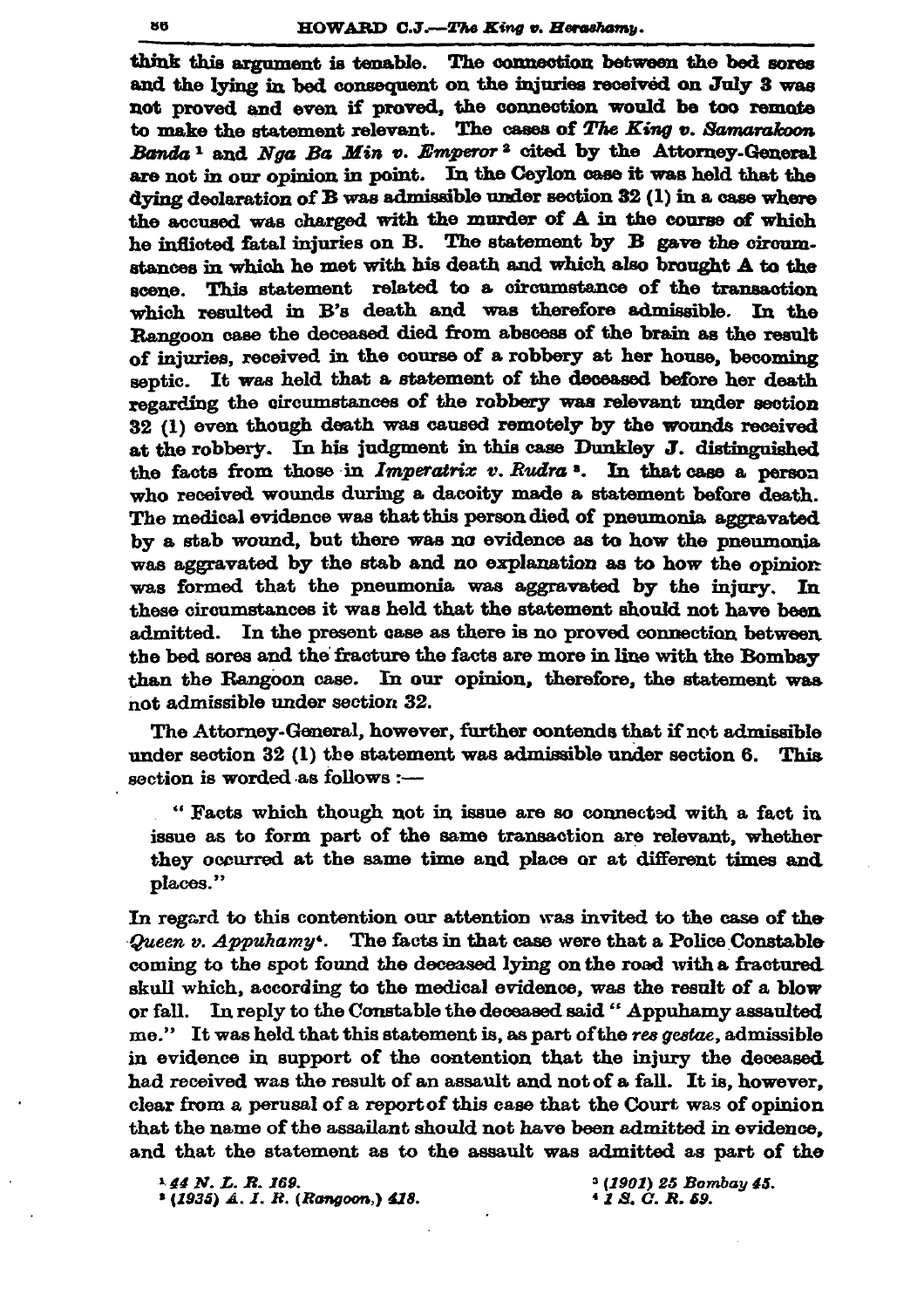think this argument is tenable. The connection between the bed sores and the lying in bed consequent on the injuries received on July 3 was not proved and even if proved, the connection would be too remote to make the statement relevant. The cases of *The King v. Samarakoon Banda* [1] and *Nga Ba Min v. Emperor* [2] cited by the Attorney-General are not in our opinion in point. In the Ceylon case it was held that the dying declaration of B was admissible under section 32 (1) in a case where the accused was charged with the murder of A in the course of which he inflicted fatal injuries on B. The statement by B gave the circumstances in which he met with his death and which also brought A to the scene. This statement related to a circumstance of the transaction which resulted in B's death and was therefore admissible. In the Rangoon case the deceased died from abscess of the brain as the result of injuries, received in the course of a robbery at her house, becoming septic. It was held that a statement of the deceased before her death regarding the circumstances of the robbery was relevant under section 32 (1) even though death was caused remotely by the wounds received at the robbery. In his judgment in this case Dunkley J. distinguished the facts from those in *Imperatrix v. Rudra* [3]. In that case a person who received wounds during a dacoity made a statement before death. The medical evidence was that this person died of pneumonia aggravated by a stab wound, but there was no evidence as to how the pneumonia was aggravated by the stab and no explanation as to how the opinion was formed that the pneumonia was aggravated by the injury. In these circumstances it was held that the statement should not have been admitted. In the present case as there is no proved connection between the bed sores and the fracture the facts are more in line with the Bombay than the Rangoon case. In our opinion, therefore, the statement was not admissible under section 32.

The Attorney-General, however, further contends that if not admissible under section 32 (1) the statement was admissible under section 6. This section is worded as follows :—

> "Facts which though not in issue are so connected with a fact in issue as to form part of the same transaction are relevant, whether they occurred at the same time and place or at different times and places."

In regard to this contention our attention was invited to the case of the *Queen v. Appuhamy* [4]. The facts in that case were that a Police Constable coming to the spot found the deceased lying on the road with a fractured skull which, according to the medical evidence, was the result of a blow or fall. In reply to the Constable the deceased said "Appuhamy assaulted me." It was held that this statement is, as part of the *res gestae*, admissible in evidence in support of the contention that the injury the deceased had received was the result of an assault and not of a fall. It is, however, clear from a perusal of a report of this case that the Court was of opinion that the name of the assailant should not have been admitted in evidence, and that the statement as to the assault was admitted as part of the

[1] *44 N. L. R. 169.*
[2] *(1935) A. I. R. (Rangoon.) 418.*
[3] *(1901) 25 Bombay 45.*
[4] *1 S. C. R. 59.*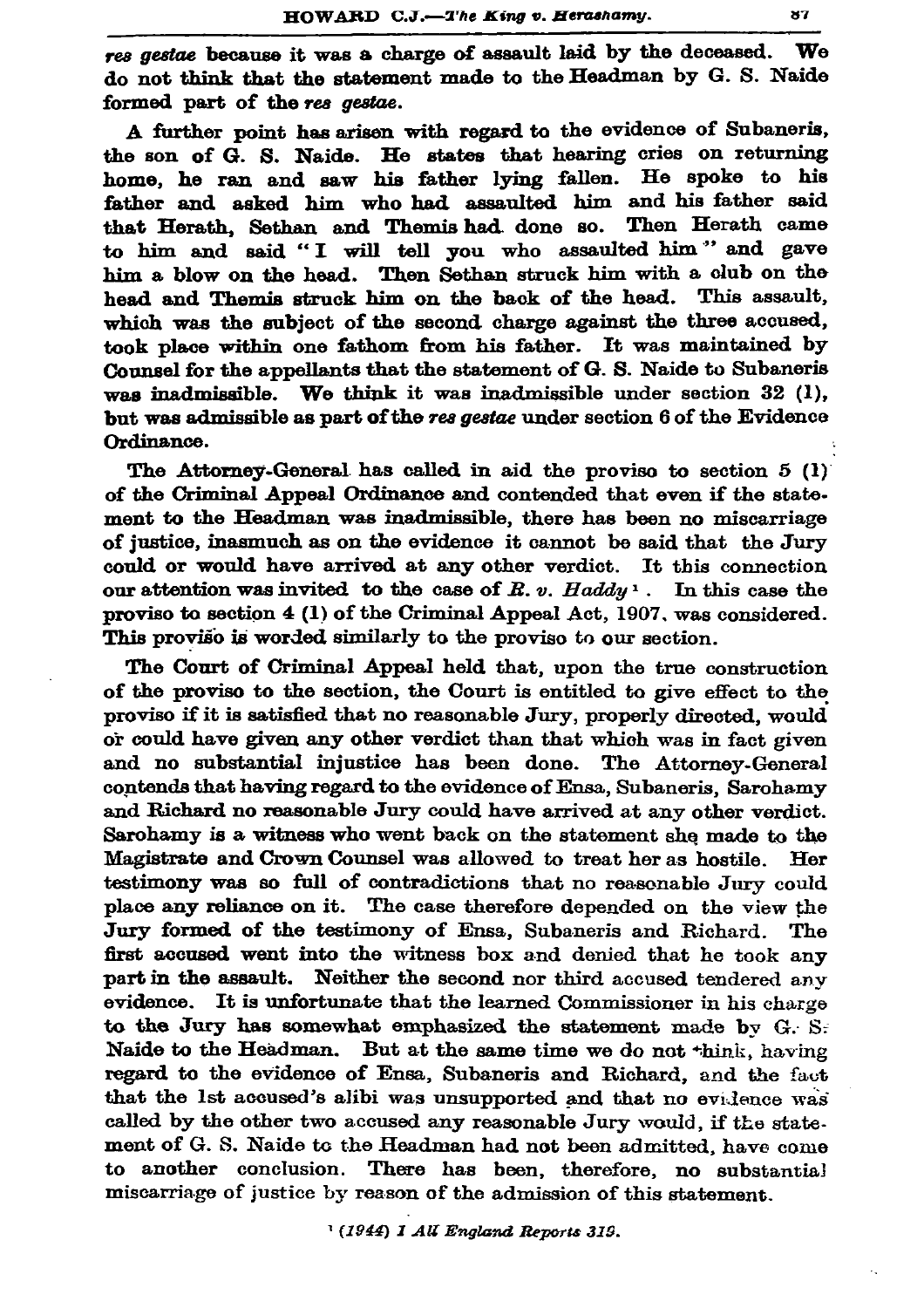*res gestae* because it was a charge of assault laid by the deceased. We do not think that the statement made to the Headman by G. S. Naide formed part of the *res gestae*.

A further point has arisen with regard to the evidence of Subaneris, the son of G. S. Naide. He states that hearing cries on returning home, he ran and saw his father lying fallen. He spoke to his father and asked him who had assaulted him and his father said that Herath, Sethan and Themis had done so. Then Herath came to him and said "I will tell you who assaulted him" and gave him a blow on the head. Then Sethan struck him with a club on the head and Themis struck him on the back of the head. This assault, which was the subject of the second charge against the three accused, took place within one fathom from his father. It was maintained by Counsel for the appellants that the statement of G. S. Naide to Subaneris was inadmissible. We think it was inadmissible under section 32 (1), but was admissible as part of the *res gestae* under section 6 of the Evidence Ordinance.

The Attorney-General has called in aid the proviso to section 5 (1) of the Criminal Appeal Ordinance and contended that even if the statement to the Headman was inadmissible, there has been no miscarriage of justice, inasmuch as on the evidence it cannot be said that the Jury could or would have arrived at any other verdict. It this connection our attention was invited to the case of *R. v. Haddy*[1]. In this case the proviso to section 4 (1) of the Criminal Appeal Act, 1907, was considered. This proviso is worded similarly to the proviso to our section.

The Court of Criminal Appeal held that, upon the true construction of the proviso to the section, the Court is entitled to give effect to the proviso if it is satisfied that no reasonable Jury, properly directed, would or could have given any other verdict than that which was in fact given and no substantial injustice has been done. The Attorney-General contends that having regard to the evidence of Ensa, Subaneris, Sarohamy and Richard no reasonable Jury could have arrived at any other verdict. Sarohamy is a witness who went back on the statement she made to the Magistrate and Crown Counsel was allowed to treat her as hostile. Her testimony was so full of contradictions that no reasonable Jury could place any reliance on it. The case therefore depended on the view the Jury formed of the testimony of Ensa, Subaneris and Richard. The first accused went into the witness box and denied that he took any part in the assault. Neither the second nor third accused tendered any evidence. It is unfortunate that the learned Commissioner in his charge to the Jury has somewhat emphasized the statement made by G. S. Naide to the Headman. But at the same time we do not think, having regard to the evidence of Ensa, Subaneris and Richard, and the fact that the 1st accused's alibi was unsupported and that no evidence was called by the other two accused any reasonable Jury would, if the statement of G. S. Naide to the Headman had not been admitted, have come to another conclusion. There has been, therefore, no substantial miscarriage of justice by reason of the admission of this statement.

[1] *(1944) 1 All England Reports 319.*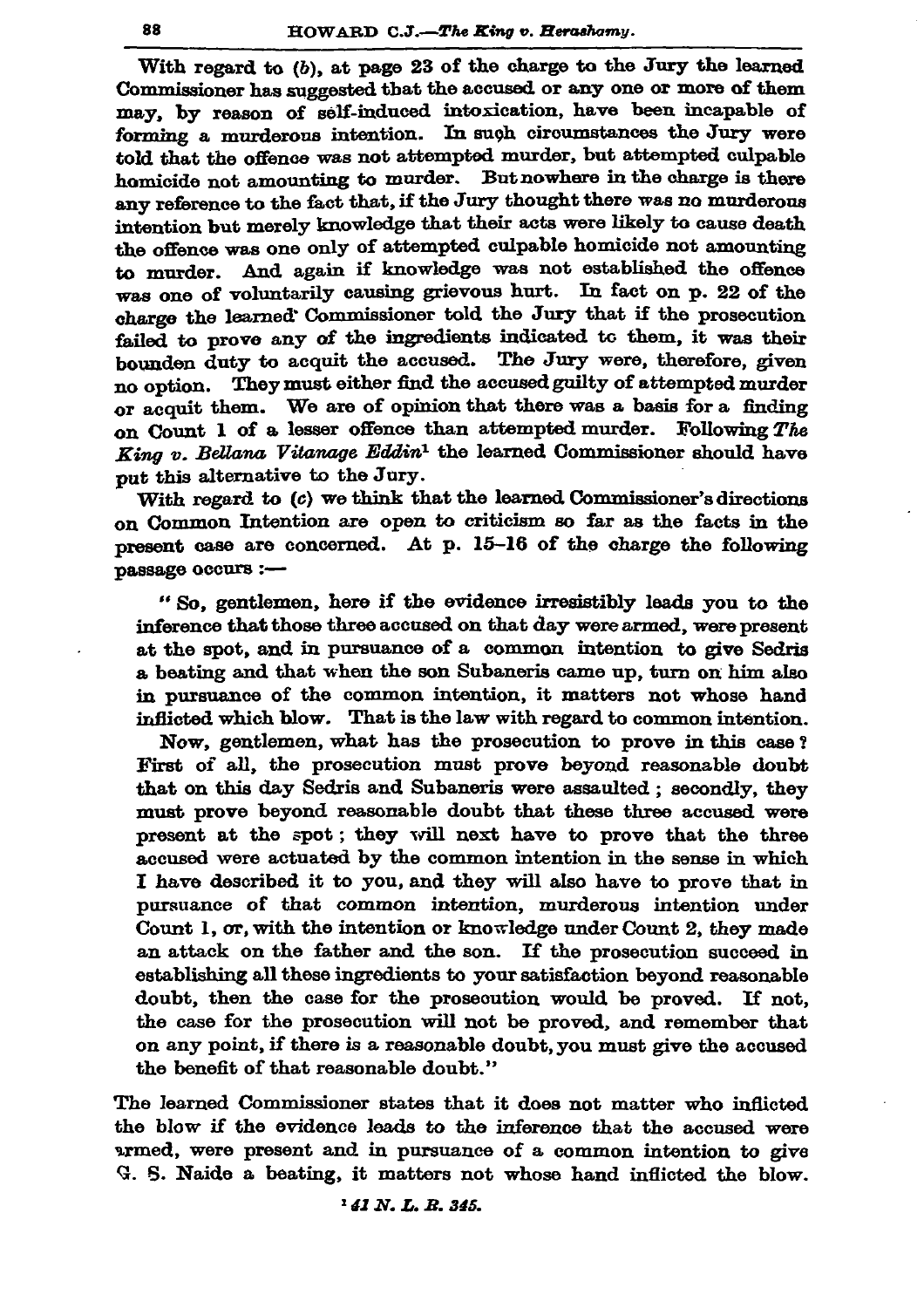With regard to (b), at page 23 of the charge to the Jury the learned Commissioner has suggested that the accused or any one or more of them may, by reason of self-induced intoxication, have been incapable of forming a murderous intention. In such circumstances the Jury were told that the offence was not attempted murder, but attempted culpable homicide not amounting to murder. But nowhere in the charge is there any reference to the fact that, if the Jury thought there was no murderous intention but merely knowledge that their acts were likely to cause death the offence was one only of attempted culpable homicide not amounting to murder. And again if knowledge was not established the offence was one of voluntarily causing grievous hurt. In fact on p. 22 of the charge the learned Commissioner told the Jury that if the prosecution failed to prove any of the ingredients indicated to them, it was their bounden duty to acquit the accused. The Jury were, therefore, given no option. They must either find the accused guilty of attempted murder or acquit them. We are of opinion that there was a basis for a finding on Count 1 of a lesser offence than attempted murder. Following *The King v. Bellana Vitanage Eddin*[1] the learned Commissioner should have put this alternative to the Jury.

With regard to (c) we think that the learned Commissioner's directions on Common Intention are open to criticism so far as the facts in the present case are concerned. At p. 15–16 of the charge the following passage occurs :—

> " So, gentlemen, here if the evidence irresistibly leads you to the inference that those three accused on that day were armed, were present at the spot, and in pursuance of a common intention to give Sedris a beating and that when the son Subaneris came up, turn on him also in pursuance of the common intention, it matters not whose hand inflicted which blow. That is the law with regard to common intention.
>
> Now, gentlemen, what has the prosecution to prove in this case? First of all, the prosecution must prove beyond reasonable doubt that on this day Sedris and Subaneris were assaulted; secondly, they must prove beyond reasonable doubt that these three accused were present at the spot; they will next have to prove that the three accused were actuated by the common intention in the sense in which I have described it to you, and they will also have to prove that in pursuance of that common intention, murderous intention under Count 1, or, with the intention or knowledge under Count 2, they made an attack on the father and the son. If the prosecution succeed in establishing all these ingredients to your satisfaction beyond reasonable doubt, then the case for the prosecution would be proved. If not, the case for the prosecution will not be proved, and remember that on any point, if there is a reasonable doubt, you must give the accused the benefit of that reasonable doubt."

The learned Commissioner states that it does not matter who inflicted the blow if the evidence leads to the inference that the accused were armed, were present and in pursuance of a common intention to give G. S. Naide a beating, it matters not whose hand inflicted the blow.

[1] *41 N. L. R. 345.*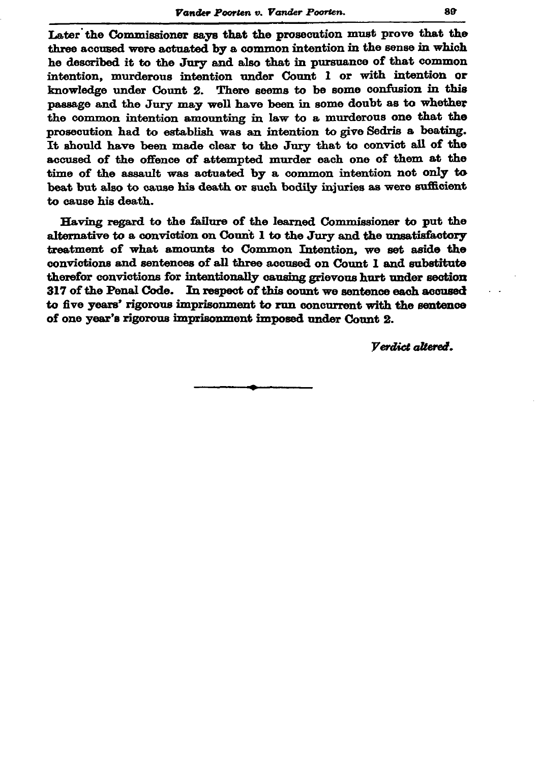Later the Commissioner says that the prosecution must prove that the three accused were actuated by a common intention in the sense in which he described it to the Jury and also that in pursuance of that common intention, murderous intention under Count 1 or with intention or knowledge under Count 2. There seems to be some confusion in this passage and the Jury may well have been in some doubt as to whether the common intention amounting in law to a murderous one that the prosecution had to establish was an intention to give Sedris a beating. It should have been made clear to the Jury that to convict all of the accused of the offence of attempted murder each one of them at the time of the assault was actuated by a common intention not only to beat but also to cause his death or such bodily injuries as were sufficient to cause his death.

Having regard to the failure of the learned Commissioner to put the alternative to a conviction on Count 1 to the Jury and the unsatisfactory treatment of what amounts to Common Intention, we set aside the convictions and sentences of all three accused on Count 1 and substitute therefor convictions for intentionally causing grievous hurt under section 317 of the Penal Code. In respect of this count we sentence each accused to five years' rigorous imprisonment to run concurrent with the sentence of one year's rigorous imprisonment imposed under Count 2.

*Verdict altered.*